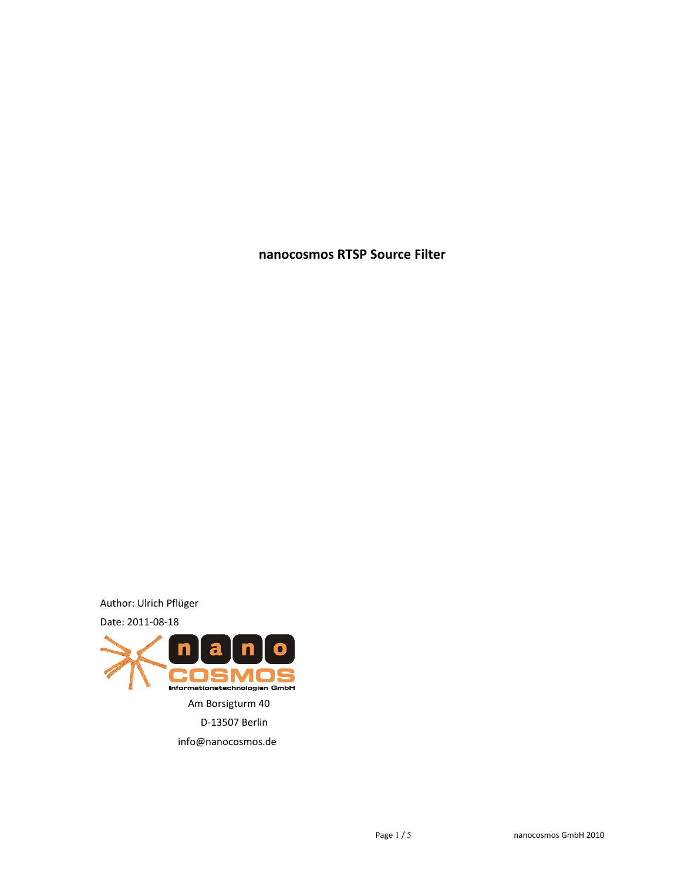# nanocosmos RTSP Source Filter

Author: Ulrich Pflüger

Date: 2011-08-18

nano COSMOS Informationstechnologien GmbH

Am Borsigturm 40

D-13507 Berlin

info@nanocosmos.de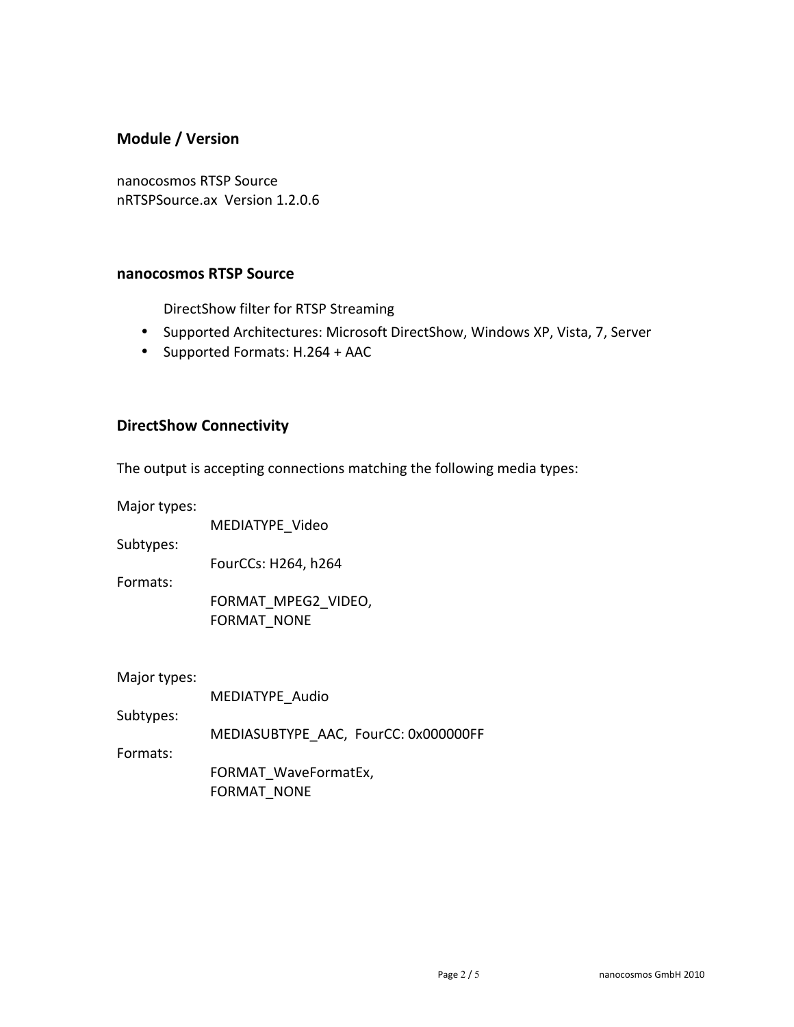## Module / Version

nanocosmos RTSP Source
nRTSPSource.ax  Version 1.2.0.6

## nanocosmos RTSP Source

DirectShow filter for RTSP Streaming

- Supported Architectures: Microsoft DirectShow, Windows XP, Vista, 7, Server
- Supported Formats: H.264 + AAC

## DirectShow Connectivity

The output is accepting connections matching the following media types:

Major types:
    MEDIATYPE_Video
Subtypes:
    FourCCs: H264, h264
Formats:
    FORMAT_MPEG2_VIDEO,
    FORMAT_NONE

Major types:
    MEDIATYPE_Audio
Subtypes:
    MEDIASUBTYPE_AAC,  FourCC: 0x000000FF
Formats:
    FORMAT_WaveFormatEx,
    FORMAT_NONE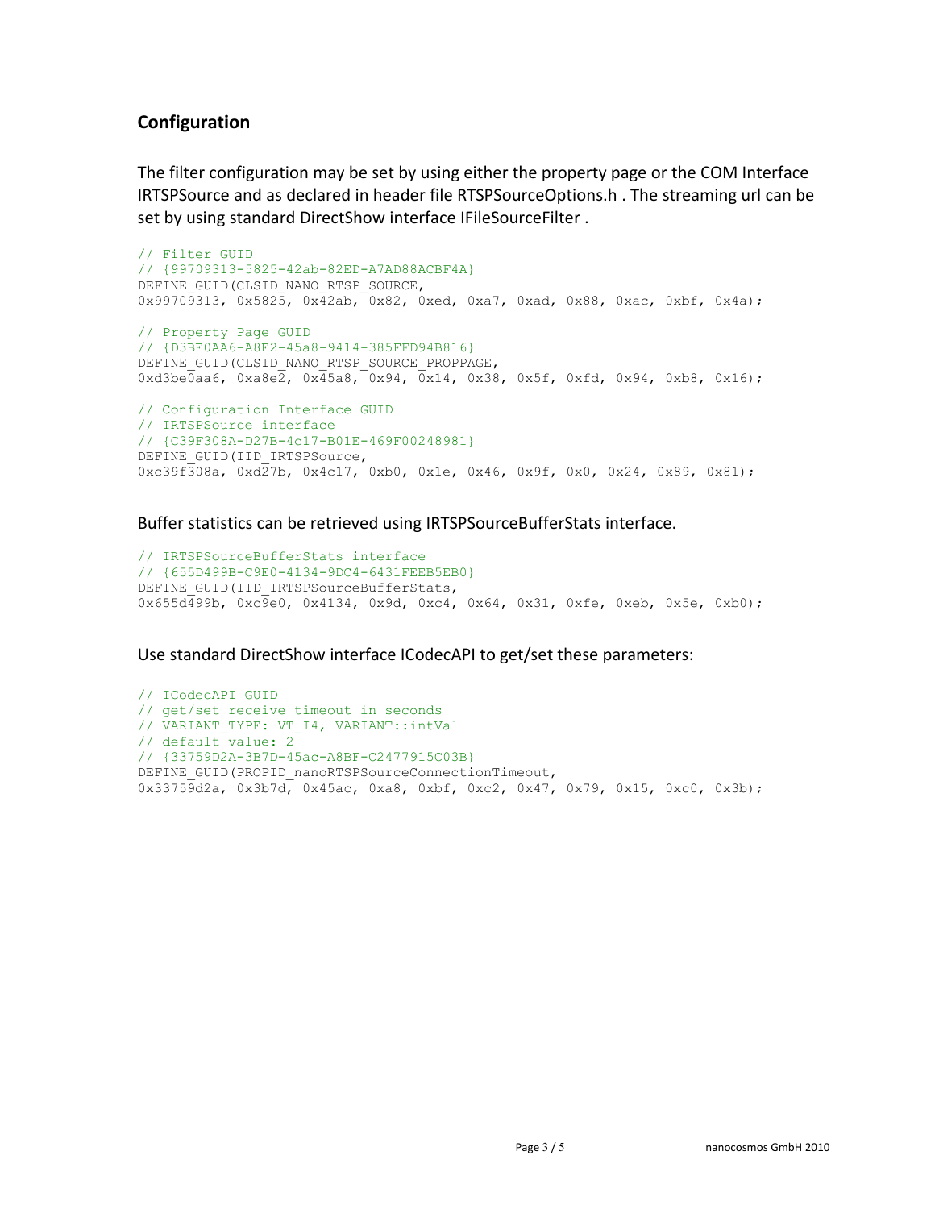## Configuration

The filter configuration may be set by using either the property page or the COM Interface IRTSPSource and as declared in header file RTSPSourceOptions.h . The streaming url can be set by using standard DirectShow interface IFileSourceFilter .

```
// Filter GUID
// {99709313-5825-42ab-82ED-A7AD88ACBF4A}
DEFINE_GUID(CLSID_NANO_RTSP_SOURCE,
0x99709313, 0x5825, 0x42ab, 0x82, 0xed, 0xa7, 0xad, 0x88, 0xac, 0xbf, 0x4a);

// Property Page GUID
// {D3BE0AA6-A8E2-45a8-9414-385FFD94B816}
DEFINE_GUID(CLSID_NANO_RTSP_SOURCE_PROPPAGE,
0xd3be0aa6, 0xa8e2, 0x45a8, 0x94, 0x14, 0x38, 0x5f, 0xfd, 0x94, 0xb8, 0x16);

// Configuration Interface GUID
// IRTSPSource interface
// {C39F308A-D27B-4c17-B01E-469F00248981}
DEFINE_GUID(IID_IRTSPSource,
0xc39f308a, 0xd27b, 0x4c17, 0xb0, 0x1e, 0x46, 0x9f, 0x0, 0x24, 0x89, 0x81);
```

Buffer statistics can be retrieved using IRTSPSourceBufferStats interface.

```
// IRTSPSourceBufferStats interface
// {655D499B-C9E0-4134-9DC4-6431FEEB5EB0}
DEFINE_GUID(IID_IRTSPSourceBufferStats,
0x655d499b, 0xc9e0, 0x4134, 0x9d, 0xc4, 0x64, 0x31, 0xfe, 0xeb, 0x5e, 0xb0);
```

Use standard DirectShow interface ICodecAPI to get/set these parameters:

```
// ICodecAPI GUID
// get/set receive timeout in seconds
// VARIANT_TYPE: VT_I4, VARIANT::intVal
// default value: 2
// {33759D2A-3B7D-45ac-A8BF-C2477915C03B}
DEFINE_GUID(PROPID_nanoRTSPSourceConnectionTimeout,
0x33759d2a, 0x3b7d, 0x45ac, 0xa8, 0xbf, 0xc2, 0x47, 0x79, 0x15, 0xc0, 0x3b);
```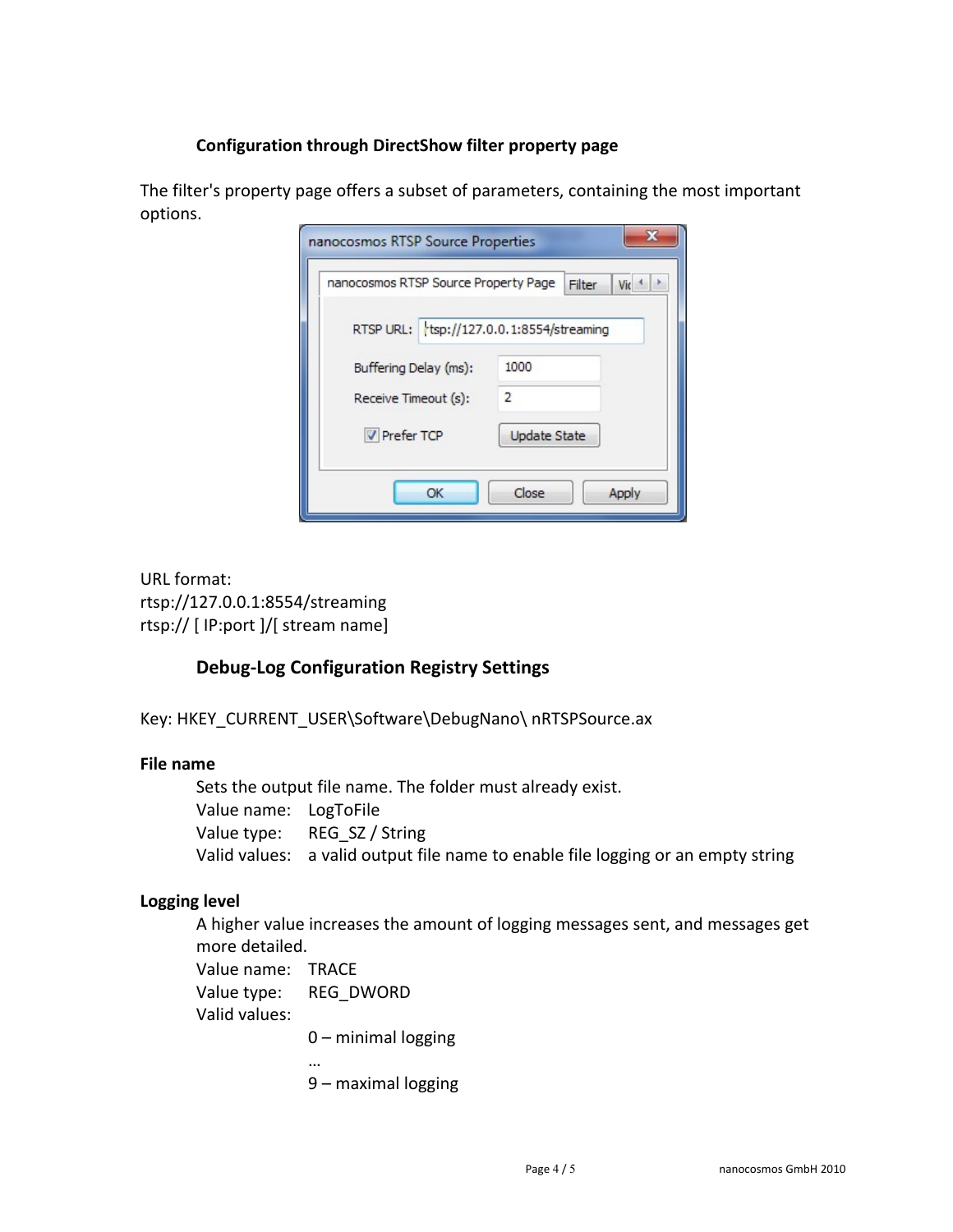### Configuration through DirectShow filter property page

The filter's property page offers a subset of parameters, containing the most important options.

URL format:
rtsp://127.0.0.1:8554/streaming
rtsp:// [ IP:port ]/[ stream name]

### Debug-Log Configuration Registry Settings

Key: HKEY_CURRENT_USER\Software\DebugNano\ nRTSPSource.ax

**File name**

Sets the output file name. The folder must already exist.
Value name: LogToFile
Value type: REG_SZ / String
Valid values: a valid output file name to enable file logging or an empty string

**Logging level**

A higher value increases the amount of logging messages sent, and messages get more detailed.
Value name: TRACE
Value type: REG_DWORD
Valid values:

0 – minimal logging
…
9 – maximal logging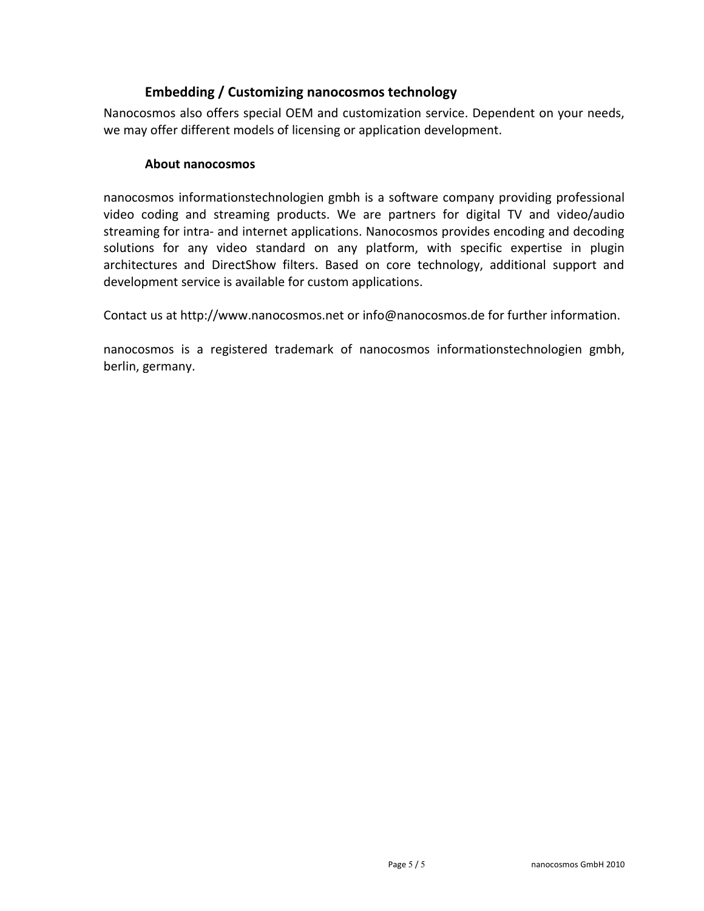### Embedding / Customizing nanocosmos technology

Nanocosmos also offers special OEM and customization service. Dependent on your needs, we may offer different models of licensing or application development.

### About nanocosmos

nanocosmos informationstechnologien gmbh is a software company providing professional video coding and streaming products. We are partners for digital TV and video/audio streaming for intra- and internet applications. Nanocosmos provides encoding and decoding solutions for any video standard on any platform, with specific expertise in plugin architectures and DirectShow filters. Based on core technology, additional support and development service is available for custom applications.

Contact us at http://www.nanocosmos.net or info@nanocosmos.de for further information.

nanocosmos is a registered trademark of nanocosmos informationstechnologien gmbh, berlin, germany.